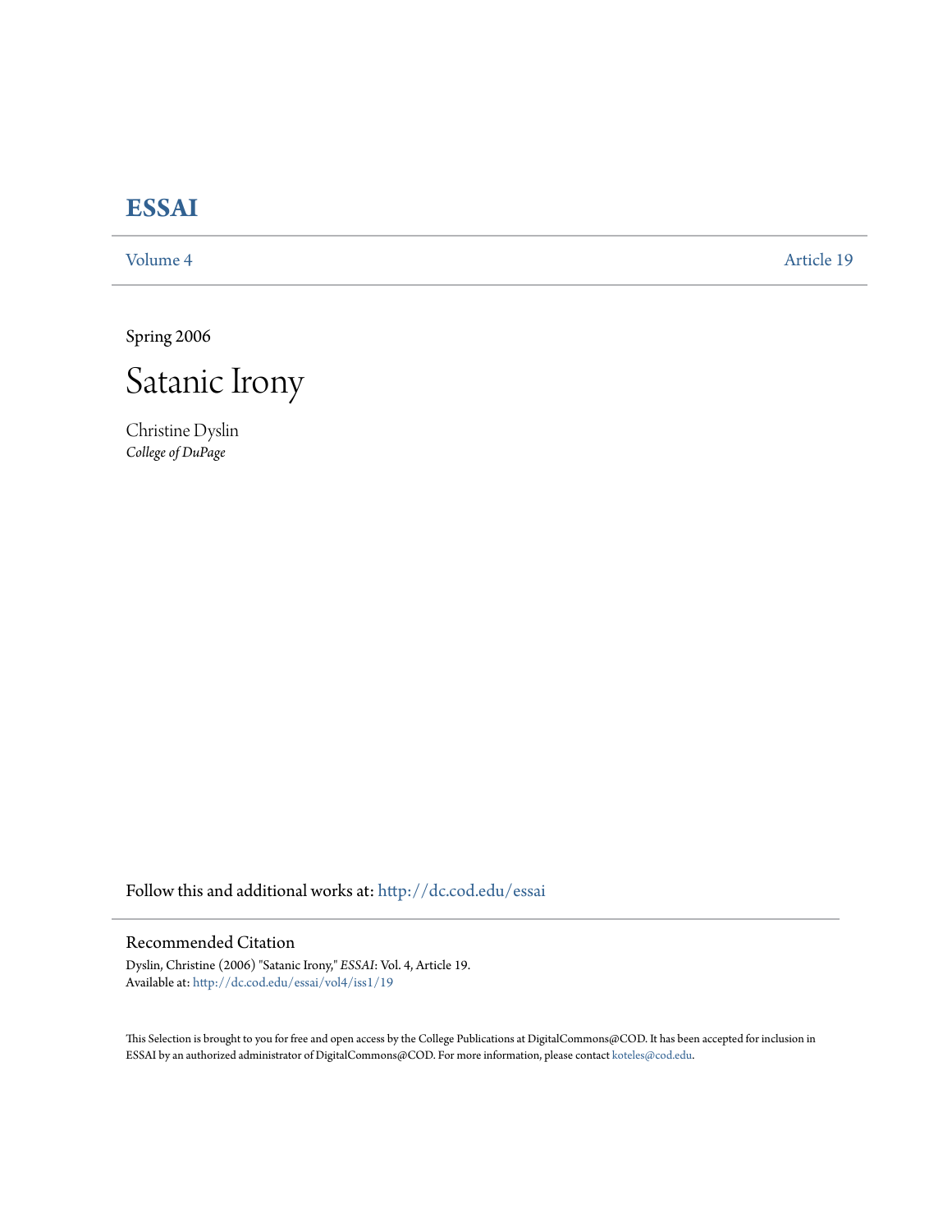# ESSAI

Volume 4 | Article 19

Spring 2006

# Satanic Irony

Christine Dyslin
*College of DuPage*

Follow this and additional works at: http://dc.cod.edu/essai

## Recommended Citation

Dyslin, Christine (2006) "Satanic Irony," *ESSAI*: Vol. 4, Article 19.
Available at: http://dc.cod.edu/essai/vol4/iss1/19

This Selection is brought to you for free and open access by the College Publications at DigitalCommons@COD. It has been accepted for inclusion in ESSAI by an authorized administrator of DigitalCommons@COD. For more information, please contact koteles@cod.edu.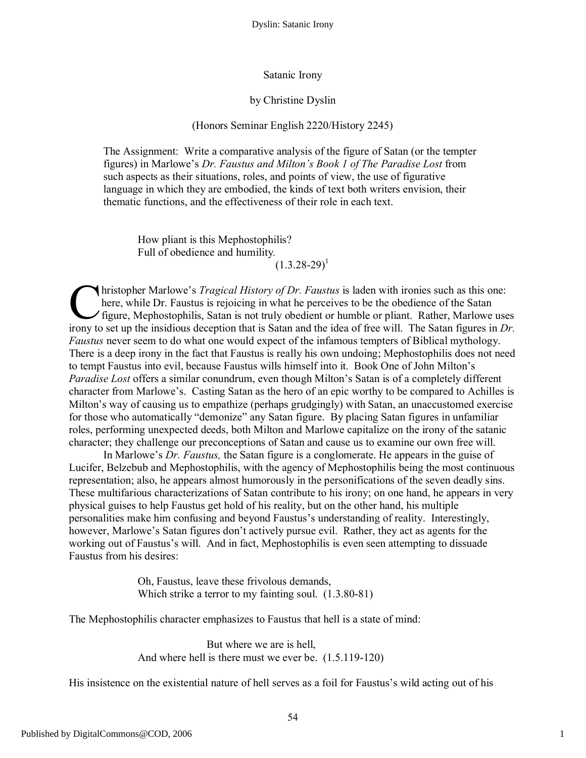# Satanic Irony

by Christine Dyslin

(Honors Seminar English 2220/History 2245)

> The Assignment: Write a comparative analysis of the figure of Satan (or the tempter figures) in Marlowe's *Dr. Faustus and Milton's Book 1 of The Paradise Lost* from such aspects as their situations, roles, and points of view, the use of figurative language in which they are embodied, the kinds of text both writers envision, their thematic functions, and the effectiveness of their role in each text.

> How pliant is this Mephostophilis?
> Full of obedience and humility.
> (1.3.28-29)[1]

Christopher Marlowe's *Tragical History of Dr. Faustus* is laden with ironies such as this one: here, while Dr. Faustus is rejoicing in what he perceives to be the obedience of the Satan figure, Mephostophilis, Satan is not truly obedient or humble or pliant. Rather, Marlowe uses irony to set up the insidious deception that is Satan and the idea of free will. The Satan figures in *Dr. Faustus* never seem to do what one would expect of the infamous tempters of Biblical mythology. There is a deep irony in the fact that Faustus is really his own undoing; Mephostophilis does not need to tempt Faustus into evil, because Faustus wills himself into it. Book One of John Milton's *Paradise Lost* offers a similar conundrum, even though Milton's Satan is of a completely different character from Marlowe's. Casting Satan as the hero of an epic worthy to be compared to Achilles is Milton's way of causing us to empathize (perhaps grudgingly) with Satan, an unaccustomed exercise for those who automatically "demonize" any Satan figure. By placing Satan figures in unfamiliar roles, performing unexpected deeds, both Milton and Marlowe capitalize on the irony of the satanic character; they challenge our preconceptions of Satan and cause us to examine our own free will.

In Marlowe's *Dr. Faustus,* the Satan figure is a conglomerate. He appears in the guise of Lucifer, Belzebub and Mephostophilis, with the agency of Mephostophilis being the most continuous representation; also, he appears almost humorously in the personifications of the seven deadly sins. These multifarious characterizations of Satan contribute to his irony; on one hand, he appears in very physical guises to help Faustus get hold of his reality, but on the other hand, his multiple personalities make him confusing and beyond Faustus's understanding of reality. Interestingly, however, Marlowe's Satan figures don't actively pursue evil. Rather, they act as agents for the working out of Faustus's will. And in fact, Mephostophilis is even seen attempting to dissuade Faustus from his desires:

> Oh, Faustus, leave these frivolous demands,
> Which strike a terror to my fainting soul. (1.3.80-81)

The Mephostophilis character emphasizes to Faustus that hell is a state of mind:

> But where we are is hell,
> And where hell is there must we ever be. (1.5.119-120)

His insistence on the existential nature of hell serves as a foil for Faustus's wild acting out of his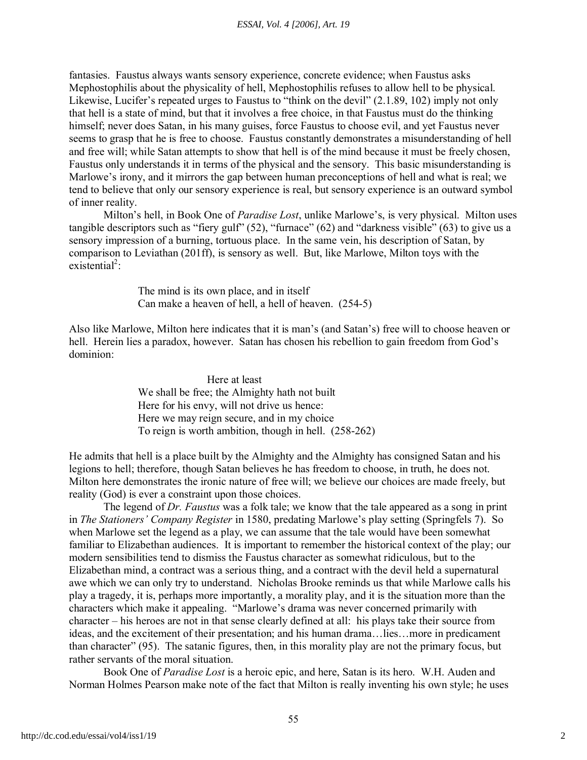fantasies. Faustus always wants sensory experience, concrete evidence; when Faustus asks Mephostophilis about the physicality of hell, Mephostophilis refuses to allow hell to be physical. Likewise, Lucifer's repeated urges to Faustus to "think on the devil" (2.1.89, 102) imply not only that hell is a state of mind, but that it involves a free choice, in that Faustus must do the thinking himself; never does Satan, in his many guises, force Faustus to choose evil, and yet Faustus never seems to grasp that he is free to choose. Faustus constantly demonstrates a misunderstanding of hell and free will; while Satan attempts to show that hell is of the mind because it must be freely chosen, Faustus only understands it in terms of the physical and the sensory. This basic misunderstanding is Marlowe's irony, and it mirrors the gap between human preconceptions of hell and what is real; we tend to believe that only our sensory experience is real, but sensory experience is an outward symbol of inner reality.

Milton's hell, in Book One of *Paradise Lost*, unlike Marlowe's, is very physical. Milton uses tangible descriptors such as "fiery gulf" (52), "furnace" (62) and "darkness visible" (63) to give us a sensory impression of a burning, tortuous place. In the same vein, his description of Satan, by comparison to Leviathan (201ff), is sensory as well. But, like Marlowe, Milton toys with the existential[2]:

> The mind is its own place, and in itself
> Can make a heaven of hell, a hell of heaven. (254-5)

Also like Marlowe, Milton here indicates that it is man's (and Satan's) free will to choose heaven or hell. Herein lies a paradox, however. Satan has chosen his rebellion to gain freedom from God's dominion:

> Here at least
> We shall be free; the Almighty hath not built
> Here for his envy, will not drive us hence:
> Here we may reign secure, and in my choice
> To reign is worth ambition, though in hell. (258-262)

He admits that hell is a place built by the Almighty and the Almighty has consigned Satan and his legions to hell; therefore, though Satan believes he has freedom to choose, in truth, he does not. Milton here demonstrates the ironic nature of free will; we believe our choices are made freely, but reality (God) is ever a constraint upon those choices.

The legend of *Dr. Faustus* was a folk tale; we know that the tale appeared as a song in print in *The Stationers' Company Register* in 1580, predating Marlowe's play setting (Springfels 7). So when Marlowe set the legend as a play, we can assume that the tale would have been somewhat familiar to Elizabethan audiences. It is important to remember the historical context of the play; our modern sensibilities tend to dismiss the Faustus character as somewhat ridiculous, but to the Elizabethan mind, a contract was a serious thing, and a contract with the devil held a supernatural awe which we can only try to understand. Nicholas Brooke reminds us that while Marlowe calls his play a tragedy, it is, perhaps more importantly, a morality play, and it is the situation more than the characters which make it appealing. "Marlowe's drama was never concerned primarily with character – his heroes are not in that sense clearly defined at all: his plays take their source from ideas, and the excitement of their presentation; and his human drama…lies…more in predicament than character" (95). The satanic figures, then, in this morality play are not the primary focus, but rather servants of the moral situation.

Book One of *Paradise Lost* is a heroic epic, and here, Satan is its hero. W.H. Auden and Norman Holmes Pearson make note of the fact that Milton is really inventing his own style; he uses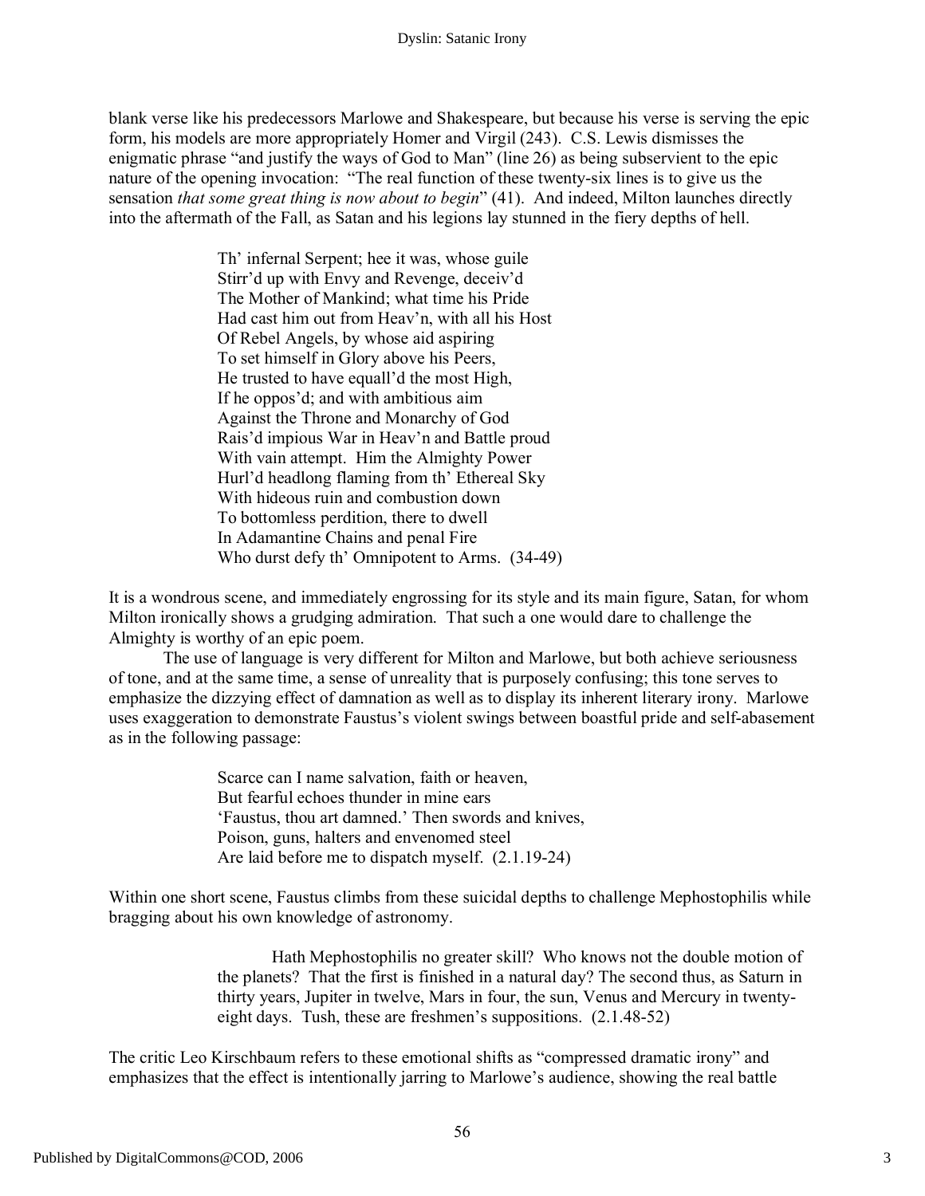blank verse like his predecessors Marlowe and Shakespeare, but because his verse is serving the epic form, his models are more appropriately Homer and Virgil (243). C.S. Lewis dismisses the enigmatic phrase "and justify the ways of God to Man" (line 26) as being subservient to the epic nature of the opening invocation: "The real function of these twenty-six lines is to give us the sensation *that some great thing is now about to begin*" (41). And indeed, Milton launches directly into the aftermath of the Fall, as Satan and his legions lay stunned in the fiery depths of hell.

> Th' infernal Serpent; hee it was, whose guile  
> Stirr'd up with Envy and Revenge, deceiv'd  
> The Mother of Mankind; what time his Pride  
> Had cast him out from Heav'n, with all his Host  
> Of Rebel Angels, by whose aid aspiring  
> To set himself in Glory above his Peers,  
> He trusted to have equall'd the most High,  
> If he oppos'd; and with ambitious aim  
> Against the Throne and Monarchy of God  
> Rais'd impious War in Heav'n and Battle proud  
> With vain attempt. Him the Almighty Power  
> Hurl'd headlong flaming from th' Ethereal Sky  
> With hideous ruin and combustion down  
> To bottomless perdition, there to dwell  
> In Adamantine Chains and penal Fire  
> Who durst defy th' Omnipotent to Arms. (34-49)

It is a wondrous scene, and immediately engrossing for its style and its main figure, Satan, for whom Milton ironically shows a grudging admiration. That such a one would dare to challenge the Almighty is worthy of an epic poem.

The use of language is very different for Milton and Marlowe, but both achieve seriousness of tone, and at the same time, a sense of unreality that is purposely confusing; this tone serves to emphasize the dizzying effect of damnation as well as to display its inherent literary irony. Marlowe uses exaggeration to demonstrate Faustus's violent swings between boastful pride and self-abasement as in the following passage:

> Scarce can I name salvation, faith or heaven,  
> But fearful echoes thunder in mine ears  
> 'Faustus, thou art damned.' Then swords and knives,  
> Poison, guns, halters and envenomed steel  
> Are laid before me to dispatch myself. (2.1.19-24)

Within one short scene, Faustus climbs from these suicidal depths to challenge Mephostophilis while bragging about his own knowledge of astronomy.

> Hath Mephostophilis no greater skill? Who knows not the double motion of the planets? That the first is finished in a natural day? The second thus, as Saturn in thirty years, Jupiter in twelve, Mars in four, the sun, Venus and Mercury in twenty-eight days. Tush, these are freshmen's suppositions. (2.1.48-52)

The critic Leo Kirschbaum refers to these emotional shifts as "compressed dramatic irony" and emphasizes that the effect is intentionally jarring to Marlowe's audience, showing the real battle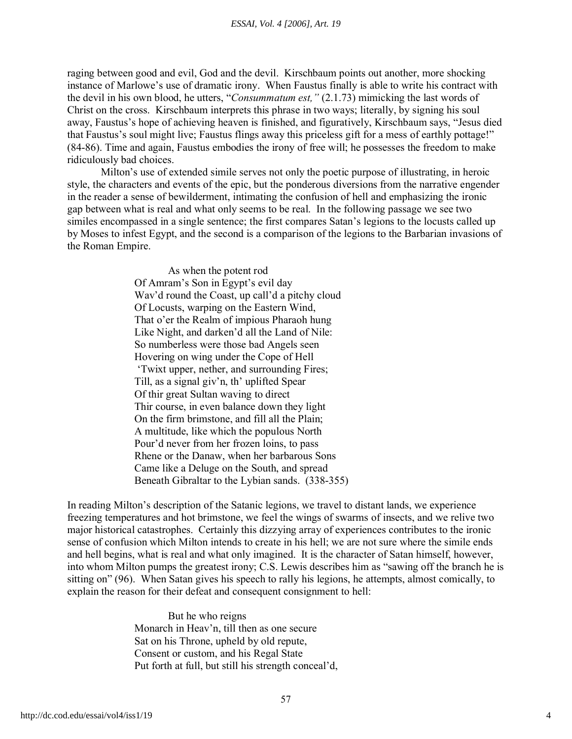raging between good and evil, God and the devil. Kirschbaum points out another, more shocking instance of Marlowe's use of dramatic irony. When Faustus finally is able to write his contract with the devil in his own blood, he utters, "*Consummatum est,"* (2.1.73) mimicking the last words of Christ on the cross. Kirschbaum interprets this phrase in two ways; literally, by signing his soul away, Faustus's hope of achieving heaven is finished, and figuratively, Kirschbaum says, "Jesus died that Faustus's soul might live; Faustus flings away this priceless gift for a mess of earthly pottage!" (84-86). Time and again, Faustus embodies the irony of free will; he possesses the freedom to make ridiculously bad choices.

Milton's use of extended simile serves not only the poetic purpose of illustrating, in heroic style, the characters and events of the epic, but the ponderous diversions from the narrative engender in the reader a sense of bewilderment, intimating the confusion of hell and emphasizing the ironic gap between what is real and what only seems to be real. In the following passage we see two similes encompassed in a single sentence; the first compares Satan's legions to the locusts called up by Moses to infest Egypt, and the second is a comparison of the legions to the Barbarian invasions of the Roman Empire.

> As when the potent rod  
> Of Amram's Son in Egypt's evil day  
> Wav'd round the Coast, up call'd a pitchy cloud  
> Of Locusts, warping on the Eastern Wind,  
> That o'er the Realm of impious Pharaoh hung  
> Like Night, and darken'd all the Land of Nile:  
> So numberless were those bad Angels seen  
> Hovering on wing under the Cope of Hell  
> 'Twixt upper, nether, and surrounding Fires;  
> Till, as a signal giv'n, th' uplifted Spear  
> Of thir great Sultan waving to direct  
> Thir course, in even balance down they light  
> On the firm brimstone, and fill all the Plain;  
> A multitude, like which the populous North  
> Pour'd never from her frozen loins, to pass  
> Rhene or the Danaw, when her barbarous Sons  
> Came like a Deluge on the South, and spread  
> Beneath Gibraltar to the Lybian sands. (338-355)

In reading Milton's description of the Satanic legions, we travel to distant lands, we experience freezing temperatures and hot brimstone, we feel the wings of swarms of insects, and we relive two major historical catastrophes. Certainly this dizzying array of experiences contributes to the ironic sense of confusion which Milton intends to create in his hell; we are not sure where the simile ends and hell begins, what is real and what only imagined. It is the character of Satan himself, however, into whom Milton pumps the greatest irony; C.S. Lewis describes him as "sawing off the branch he is sitting on" (96). When Satan gives his speech to rally his legions, he attempts, almost comically, to explain the reason for their defeat and consequent consignment to hell:

> But he who reigns  
> Monarch in Heav'n, till then as one secure  
> Sat on his Throne, upheld by old repute,  
> Consent or custom, and his Regal State  
> Put forth at full, but still his strength conceal'd,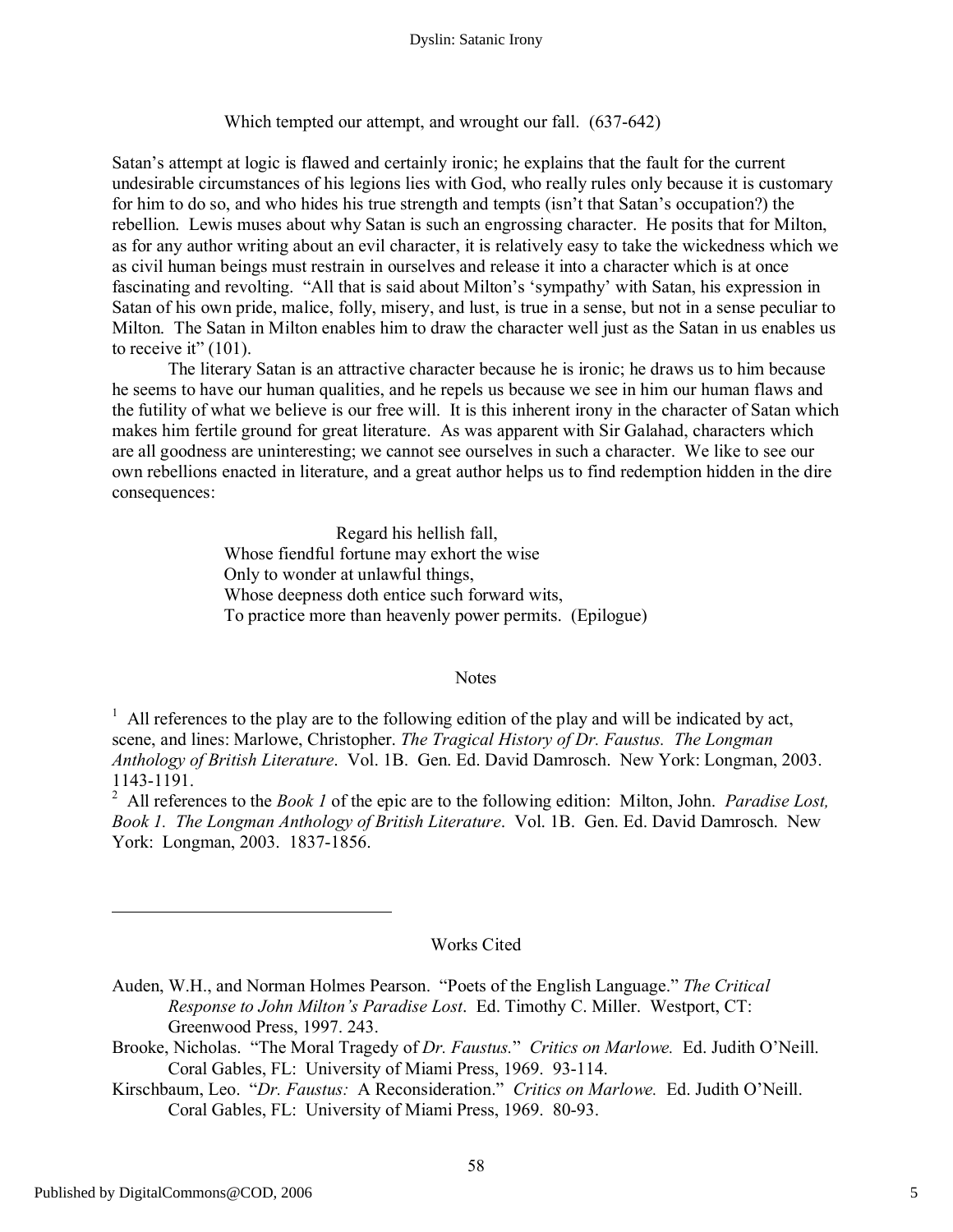Which tempted our attempt, and wrought our fall. (637-642)

Satan's attempt at logic is flawed and certainly ironic; he explains that the fault for the current undesirable circumstances of his legions lies with God, who really rules only because it is customary for him to do so, and who hides his true strength and tempts (isn't that Satan's occupation?) the rebellion. Lewis muses about why Satan is such an engrossing character. He posits that for Milton, as for any author writing about an evil character, it is relatively easy to take the wickedness which we as civil human beings must restrain in ourselves and release it into a character which is at once fascinating and revolting. "All that is said about Milton's 'sympathy' with Satan, his expression in Satan of his own pride, malice, folly, misery, and lust, is true in a sense, but not in a sense peculiar to Milton. The Satan in Milton enables him to draw the character well just as the Satan in us enables us to receive it" (101).

The literary Satan is an attractive character because he is ironic; he draws us to him because he seems to have our human qualities, and he repels us because we see in him our human flaws and the futility of what we believe is our free will. It is this inherent irony in the character of Satan which makes him fertile ground for great literature. As was apparent with Sir Galahad, characters which are all goodness are uninteresting; we cannot see ourselves in such a character. We like to see our own rebellions enacted in literature, and a great author helps us to find redemption hidden in the dire consequences:

> Regard his hellish fall,
> Whose fiendful fortune may exhort the wise
> Only to wonder at unlawful things,
> Whose deepness doth entice such forward wits,
> To practice more than heavenly power permits. (Epilogue)

## Notes

[1] All references to the play are to the following edition of the play and will be indicated by act, scene, and lines: Marlowe, Christopher. *The Tragical History of Dr. Faustus. The Longman Anthology of British Literature*. Vol. 1B. Gen. Ed. David Damrosch. New York: Longman, 2003. 1143-1191.

[2] All references to the *Book 1* of the epic are to the following edition: Milton, John. *Paradise Lost, Book 1. The Longman Anthology of British Literature*. Vol. 1B. Gen. Ed. David Damrosch. New York: Longman, 2003. 1837-1856.

## Works Cited

Auden, W.H., and Norman Holmes Pearson. "Poets of the English Language." *The Critical Response to John Milton's Paradise Lost*. Ed. Timothy C. Miller. Westport, CT: Greenwood Press, 1997. 243.

Brooke, Nicholas. "The Moral Tragedy of *Dr. Faustus*." *Critics on Marlowe.* Ed. Judith O'Neill. Coral Gables, FL: University of Miami Press, 1969. 93-114.

Kirschbaum, Leo. "*Dr. Faustus:* A Reconsideration." *Critics on Marlowe.* Ed. Judith O'Neill. Coral Gables, FL: University of Miami Press, 1969. 80-93.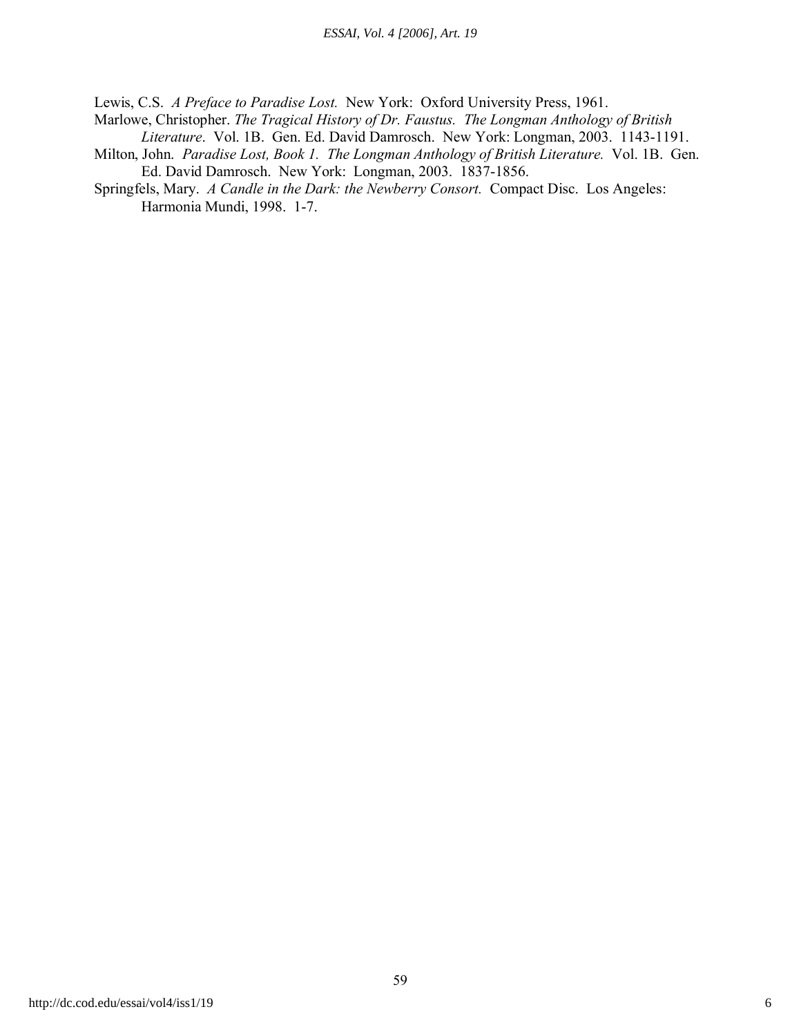Lewis, C.S. *A Preface to Paradise Lost.* New York: Oxford University Press, 1961.

Marlowe, Christopher. *The Tragical History of Dr. Faustus. The Longman Anthology of British Literature*. Vol. 1B. Gen. Ed. David Damrosch. New York: Longman, 2003. 1143-1191.

Milton, John. *Paradise Lost, Book 1. The Longman Anthology of British Literature.* Vol. 1B. Gen. Ed. David Damrosch. New York: Longman, 2003. 1837-1856.

Springfels, Mary. *A Candle in the Dark: the Newberry Consort.* Compact Disc. Los Angeles: Harmonia Mundi, 1998. 1-7.